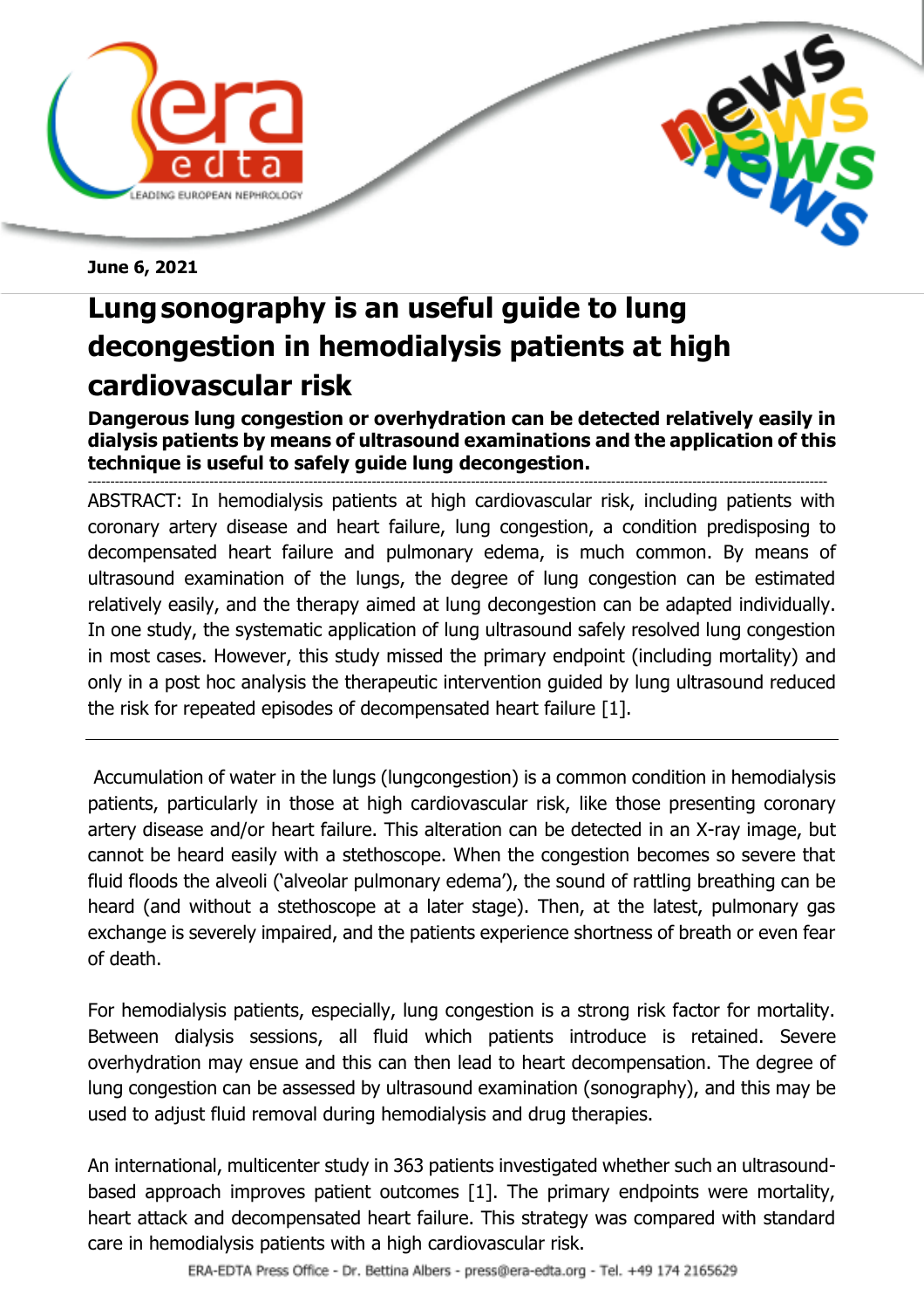June 6, 2021

# Lung sonography is an useful guide to lung decongestion in hemodialysis patients at high cardiovascular risk

**Dangerous lung congestion or overhydration can be detected relatively easily in dialysis patients by means of ultrasound examinations and the application of this technique is useful to safely guide lung decongestion.**

---

ABSTRACT: In hemodialysis patients at high cardiovascular risk, including patients with coronary artery disease and heart failure, lung congestion, a condition predisposing to decompensated heart failure and pulmonary edema, is much common. By means of ultrasound examination of the lungs, the degree of lung congestion can be estimated relatively easily, and the therapy aimed at lung decongestion can be adapted individually. In one study, the systematic application of lung ultrasound safely resolved lung congestion in most cases. However, this study missed the primary endpoint (including mortality) and only in a post hoc analysis the therapeutic intervention guided by lung ultrasound reduced the risk for repeated episodes of decompensated heart failure [1].

---

Accumulation of water in the lungs (lungcongestion) is a common condition in hemodialysis patients, particularly in those at high cardiovascular risk, like those presenting coronary artery disease and/or heart failure. This alteration can be detected in an X-ray image, but cannot be heard easily with a stethoscope. When the congestion becomes so severe that fluid floods the alveoli ('alveolar pulmonary edema'), the sound of rattling breathing can be heard (and without a stethoscope at a later stage). Then, at the latest, pulmonary gas exchange is severely impaired, and the patients experience shortness of breath or even fear of death.

For hemodialysis patients, especially, lung congestion is a strong risk factor for mortality. Between dialysis sessions, all fluid which patients introduce is retained. Severe overhydration may ensue and this can then lead to heart decompensation. The degree of lung congestion can be assessed by ultrasound examination (sonography), and this may be used to adjust fluid removal during hemodialysis and drug therapies.

An international, multicenter study in 363 patients investigated whether such an ultrasound-based approach improves patient outcomes [1]. The primary endpoints were mortality, heart attack and decompensated heart failure. This strategy was compared with standard care in hemodialysis patients with a high cardiovascular risk.

ERA-EDTA Press Office - Dr. Bettina Albers - press@era-edta.org - Tel. +49 174 2165629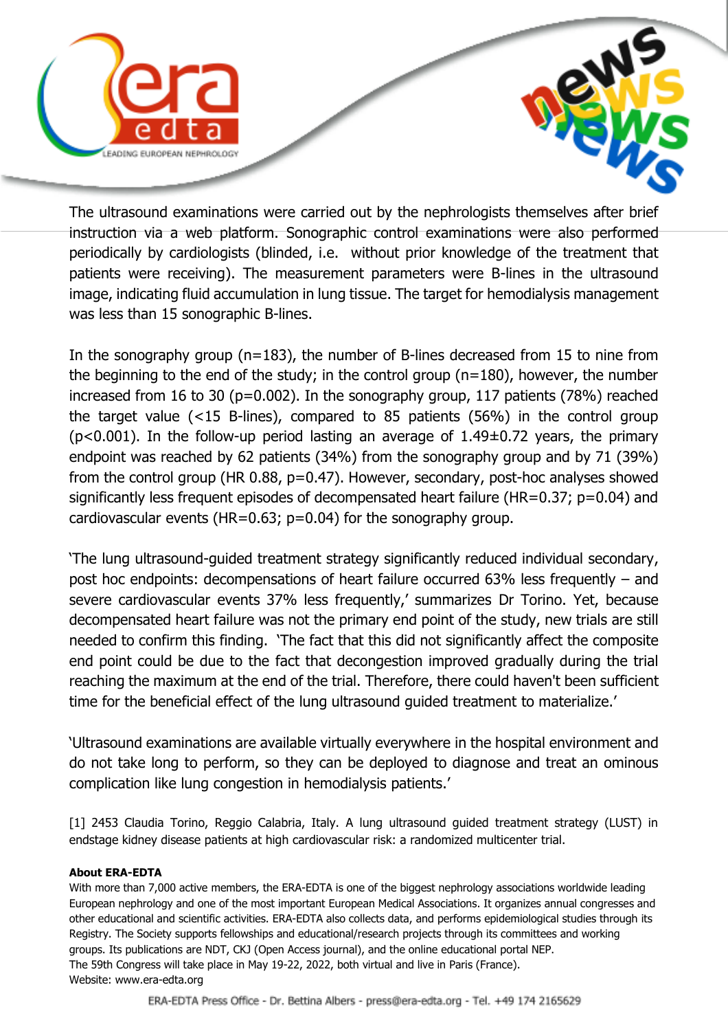The ultrasound examinations were carried out by the nephrologists themselves after brief instruction via a web platform. Sonographic control examinations were also performed periodically by cardiologists (blinded, i.e. without prior knowledge of the treatment that patients were receiving). The measurement parameters were B-lines in the ultrasound image, indicating fluid accumulation in lung tissue. The target for hemodialysis management was less than 15 sonographic B-lines.

In the sonography group (n=183), the number of B-lines decreased from 15 to nine from the beginning to the end of the study; in the control group (n=180), however, the number increased from 16 to 30 (p=0.002). In the sonography group, 117 patients (78%) reached the target value (<15 B-lines), compared to 85 patients (56%) in the control group (p<0.001). In the follow-up period lasting an average of 1.49±0.72 years, the primary endpoint was reached by 62 patients (34%) from the sonography group and by 71 (39%) from the control group (HR 0.88, p=0.47). However, secondary, post-hoc analyses showed significantly less frequent episodes of decompensated heart failure (HR=0.37; p=0.04) and cardiovascular events (HR=0.63; p=0.04) for the sonography group.

'The lung ultrasound-guided treatment strategy significantly reduced individual secondary, post hoc endpoints: decompensations of heart failure occurred 63% less frequently – and severe cardiovascular events 37% less frequently,' summarizes Dr Torino. Yet, because decompensated heart failure was not the primary end point of the study, new trials are still needed to confirm this finding. 'The fact that this did not significantly affect the composite end point could be due to the fact that decongestion improved gradually during the trial reaching the maximum at the end of the trial. Therefore, there could haven't been sufficient time for the beneficial effect of the lung ultrasound guided treatment to materialize.'

'Ultrasound examinations are available virtually everywhere in the hospital environment and do not take long to perform, so they can be deployed to diagnose and treat an ominous complication like lung congestion in hemodialysis patients.'

[1] 2453 Claudia Torino, Reggio Calabria, Italy. A lung ultrasound guided treatment strategy (LUST) in endstage kidney disease patients at high cardiovascular risk: a randomized multicenter trial.

**About ERA-EDTA**
With more than 7,000 active members, the ERA-EDTA is one of the biggest nephrology associations worldwide leading European nephrology and one of the most important European Medical Associations. It organizes annual congresses and other educational and scientific activities. ERA-EDTA also collects data, and performs epidemiological studies through its Registry. The Society supports fellowships and educational/research projects through its committees and working groups. Its publications are NDT, CKJ (Open Access journal), and the online educational portal NEP.
The 59th Congress will take place in May 19-22, 2022, both virtual and live in Paris (France).
Website: www.era-edta.org

ERA-EDTA Press Office - Dr. Bettina Albers - press@era-edta.org - Tel. +49 174 2165629